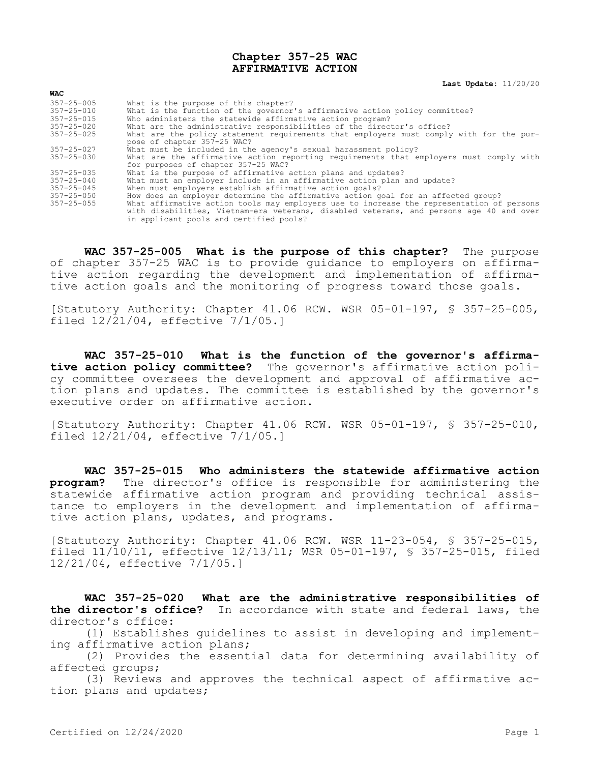# Chapter 357-25 WAC
# AFFIRMATIVE ACTION

**Last Update:** 11/20/20

| WAC | |
|---|---|
| 357-25-005 | What is the purpose of this chapter? |
| 357-25-010 | What is the function of the governor's affirmative action policy committee? |
| 357-25-015 | Who administers the statewide affirmative action program? |
| 357-25-020 | What are the administrative responsibilities of the director's office? |
| 357-25-025 | What are the policy statement requirements that employers must comply with for the purpose of chapter 357-25 WAC? |
| 357-25-027 | What must be included in the agency's sexual harassment policy? |
| 357-25-030 | What are the affirmative action reporting requirements that employers must comply with for purposes of chapter 357-25 WAC? |
| 357-25-035 | What is the purpose of affirmative action plans and updates? |
| 357-25-040 | What must an employer include in an affirmative action plan and update? |
| 357-25-045 | When must employers establish affirmative action goals? |
| 357-25-050 | How does an employer determine the affirmative action goal for an affected group? |
| 357-25-055 | What affirmative action tools may employers use to increase the representation of persons with disabilities, Vietnam-era veterans, disabled veterans, and persons age 40 and over in applicant pools and certified pools? |

**WAC 357-25-005 What is the purpose of this chapter?** The purpose of chapter 357-25 WAC is to provide guidance to employers on affirmative action regarding the development and implementation of affirmative action goals and the monitoring of progress toward those goals.

[Statutory Authority: Chapter 41.06 RCW. WSR 05-01-197, § 357-25-005, filed 12/21/04, effective 7/1/05.]

**WAC 357-25-010 What is the function of the governor's affirmative action policy committee?** The governor's affirmative action policy committee oversees the development and approval of affirmative action plans and updates. The committee is established by the governor's executive order on affirmative action.

[Statutory Authority: Chapter 41.06 RCW. WSR 05-01-197, § 357-25-010, filed 12/21/04, effective 7/1/05.]

**WAC 357-25-015 Who administers the statewide affirmative action program?** The director's office is responsible for administering the statewide affirmative action program and providing technical assistance to employers in the development and implementation of affirmative action plans, updates, and programs.

[Statutory Authority: Chapter 41.06 RCW. WSR 11-23-054, § 357-25-015, filed 11/10/11, effective 12/13/11; WSR 05-01-197, § 357-25-015, filed 12/21/04, effective 7/1/05.]

**WAC 357-25-020 What are the administrative responsibilities of the director's office?** In accordance with state and federal laws, the director's office:

(1) Establishes guidelines to assist in developing and implementing affirmative action plans;

(2) Provides the essential data for determining availability of affected groups;

(3) Reviews and approves the technical aspect of affirmative action plans and updates;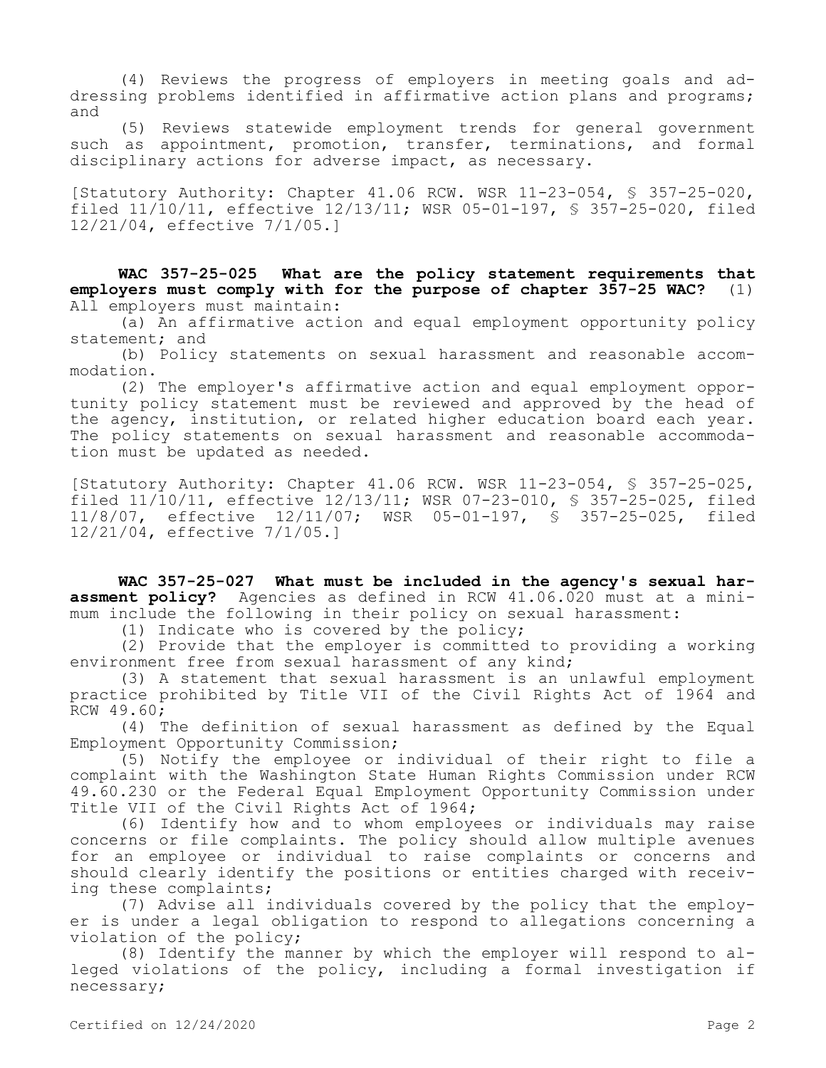(4) Reviews the progress of employers in meeting goals and addressing problems identified in affirmative action plans and programs; and

(5) Reviews statewide employment trends for general government such as appointment, promotion, transfer, terminations, and formal disciplinary actions for adverse impact, as necessary.

[Statutory Authority: Chapter 41.06 RCW. WSR 11-23-054, § 357-25-020, filed 11/10/11, effective 12/13/11; WSR 05-01-197, § 357-25-020, filed 12/21/04, effective 7/1/05.]

**WAC 357-25-025 What are the policy statement requirements that employers must comply with for the purpose of chapter 357-25 WAC?** (1) All employers must maintain:

(a) An affirmative action and equal employment opportunity policy statement; and

(b) Policy statements on sexual harassment and reasonable accommodation.

(2) The employer's affirmative action and equal employment opportunity policy statement must be reviewed and approved by the head of the agency, institution, or related higher education board each year. The policy statements on sexual harassment and reasonable accommodation must be updated as needed.

[Statutory Authority: Chapter 41.06 RCW. WSR 11-23-054, § 357-25-025, filed 11/10/11, effective 12/13/11; WSR 07-23-010, § 357-25-025, filed 11/8/07, effective 12/11/07; WSR 05-01-197, § 357-25-025, filed 12/21/04, effective 7/1/05.]

**WAC 357-25-027 What must be included in the agency's sexual harassment policy?** Agencies as defined in RCW 41.06.020 must at a minimum include the following in their policy on sexual harassment:

(1) Indicate who is covered by the policy;

(2) Provide that the employer is committed to providing a working environment free from sexual harassment of any kind;

(3) A statement that sexual harassment is an unlawful employment practice prohibited by Title VII of the Civil Rights Act of 1964 and RCW 49.60;

(4) The definition of sexual harassment as defined by the Equal Employment Opportunity Commission;

(5) Notify the employee or individual of their right to file a complaint with the Washington State Human Rights Commission under RCW 49.60.230 or the Federal Equal Employment Opportunity Commission under Title VII of the Civil Rights Act of 1964;

(6) Identify how and to whom employees or individuals may raise concerns or file complaints. The policy should allow multiple avenues for an employee or individual to raise complaints or concerns and should clearly identify the positions or entities charged with receiving these complaints;

(7) Advise all individuals covered by the policy that the employer is under a legal obligation to respond to allegations concerning a violation of the policy;

(8) Identify the manner by which the employer will respond to alleged violations of the policy, including a formal investigation if necessary;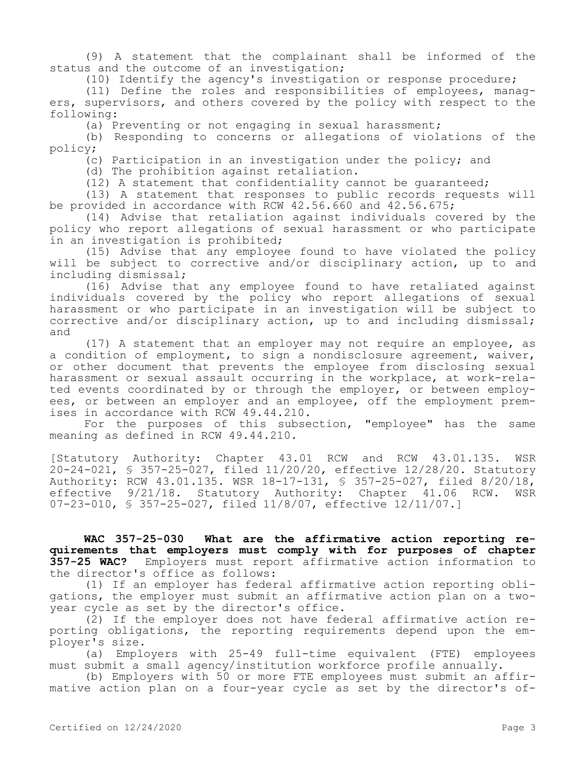(9) A statement that the complainant shall be informed of the status and the outcome of an investigation;

(10) Identify the agency's investigation or response procedure;

(11) Define the roles and responsibilities of employees, managers, supervisors, and others covered by the policy with respect to the following:

(a) Preventing or not engaging in sexual harassment;

(b) Responding to concerns or allegations of violations of the policy;

(c) Participation in an investigation under the policy; and

(d) The prohibition against retaliation.

(12) A statement that confidentiality cannot be guaranteed;

(13) A statement that responses to public records requests will be provided in accordance with RCW 42.56.660 and 42.56.675;

(14) Advise that retaliation against individuals covered by the policy who report allegations of sexual harassment or who participate in an investigation is prohibited;

(15) Advise that any employee found to have violated the policy will be subject to corrective and/or disciplinary action, up to and including dismissal;

(16) Advise that any employee found to have retaliated against individuals covered by the policy who report allegations of sexual harassment or who participate in an investigation will be subject to corrective and/or disciplinary action, up to and including dismissal; and

(17) A statement that an employer may not require an employee, as a condition of employment, to sign a nondisclosure agreement, waiver, or other document that prevents the employee from disclosing sexual harassment or sexual assault occurring in the workplace, at work-related events coordinated by or through the employer, or between employees, or between an employer and an employee, off the employment premises in accordance with RCW 49.44.210.

For the purposes of this subsection, "employee" has the same meaning as defined in RCW 49.44.210.

[Statutory Authority: Chapter 43.01 RCW and RCW 43.01.135. WSR 20-24-021, § 357-25-027, filed 11/20/20, effective 12/28/20. Statutory Authority: RCW 43.01.135. WSR 18-17-131, § 357-25-027, filed 8/20/18, effective 9/21/18. Statutory Authority: Chapter 41.06 RCW. WSR 07-23-010, § 357-25-027, filed 11/8/07, effective 12/11/07.]

**WAC 357-25-030 What are the affirmative action reporting requirements that employers must comply with for purposes of chapter 357-25 WAC?** Employers must report affirmative action information to the director's office as follows:

(1) If an employer has federal affirmative action reporting obligations, the employer must submit an affirmative action plan on a two-year cycle as set by the director's office.

(2) If the employer does not have federal affirmative action reporting obligations, the reporting requirements depend upon the employer's size.

(a) Employers with 25-49 full-time equivalent (FTE) employees must submit a small agency/institution workforce profile annually.

(b) Employers with 50 or more FTE employees must submit an affirmative action plan on a four-year cycle as set by the director's of-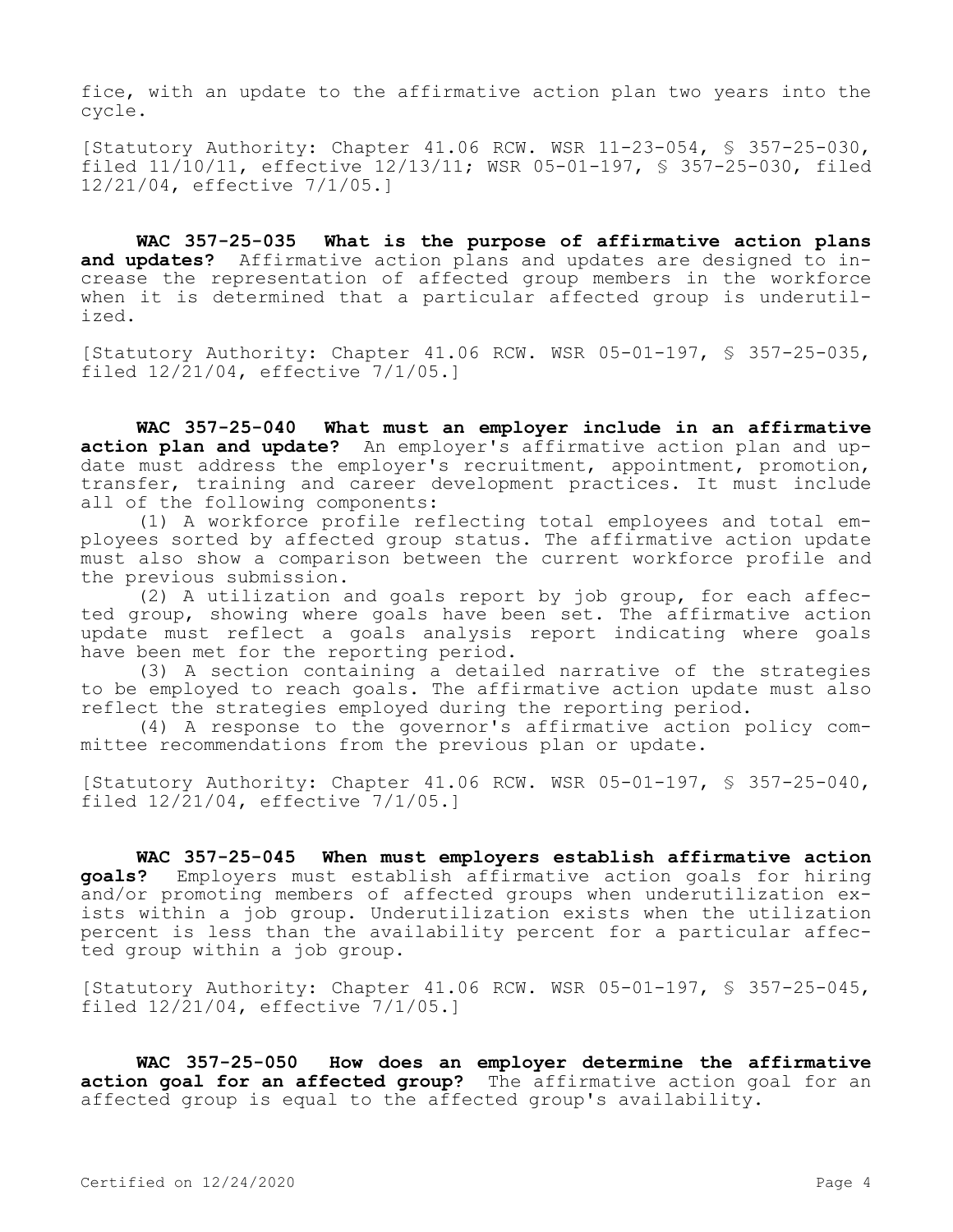fice, with an update to the affirmative action plan two years into the cycle.

[Statutory Authority: Chapter 41.06 RCW. WSR 11-23-054, § 357-25-030, filed 11/10/11, effective 12/13/11; WSR 05-01-197, § 357-25-030, filed 12/21/04, effective 7/1/05.]

**WAC 357-25-035 What is the purpose of affirmative action plans and updates?** Affirmative action plans and updates are designed to increase the representation of affected group members in the workforce when it is determined that a particular affected group is underutilized.

[Statutory Authority: Chapter 41.06 RCW. WSR 05-01-197, § 357-25-035, filed 12/21/04, effective 7/1/05.]

**WAC 357-25-040 What must an employer include in an affirmative action plan and update?** An employer's affirmative action plan and update must address the employer's recruitment, appointment, promotion, transfer, training and career development practices. It must include all of the following components:

(1) A workforce profile reflecting total employees and total employees sorted by affected group status. The affirmative action update must also show a comparison between the current workforce profile and the previous submission.

(2) A utilization and goals report by job group, for each affected group, showing where goals have been set. The affirmative action update must reflect a goals analysis report indicating where goals have been met for the reporting period.

(3) A section containing a detailed narrative of the strategies to be employed to reach goals. The affirmative action update must also reflect the strategies employed during the reporting period.

(4) A response to the governor's affirmative action policy committee recommendations from the previous plan or update.

[Statutory Authority: Chapter 41.06 RCW. WSR 05-01-197, § 357-25-040, filed 12/21/04, effective 7/1/05.]

**WAC 357-25-045 When must employers establish affirmative action goals?** Employers must establish affirmative action goals for hiring and/or promoting members of affected groups when underutilization exists within a job group. Underutilization exists when the utilization percent is less than the availability percent for a particular affected group within a job group.

[Statutory Authority: Chapter 41.06 RCW. WSR 05-01-197, § 357-25-045, filed 12/21/04, effective 7/1/05.]

**WAC 357-25-050 How does an employer determine the affirmative action goal for an affected group?** The affirmative action goal for an affected group is equal to the affected group's availability.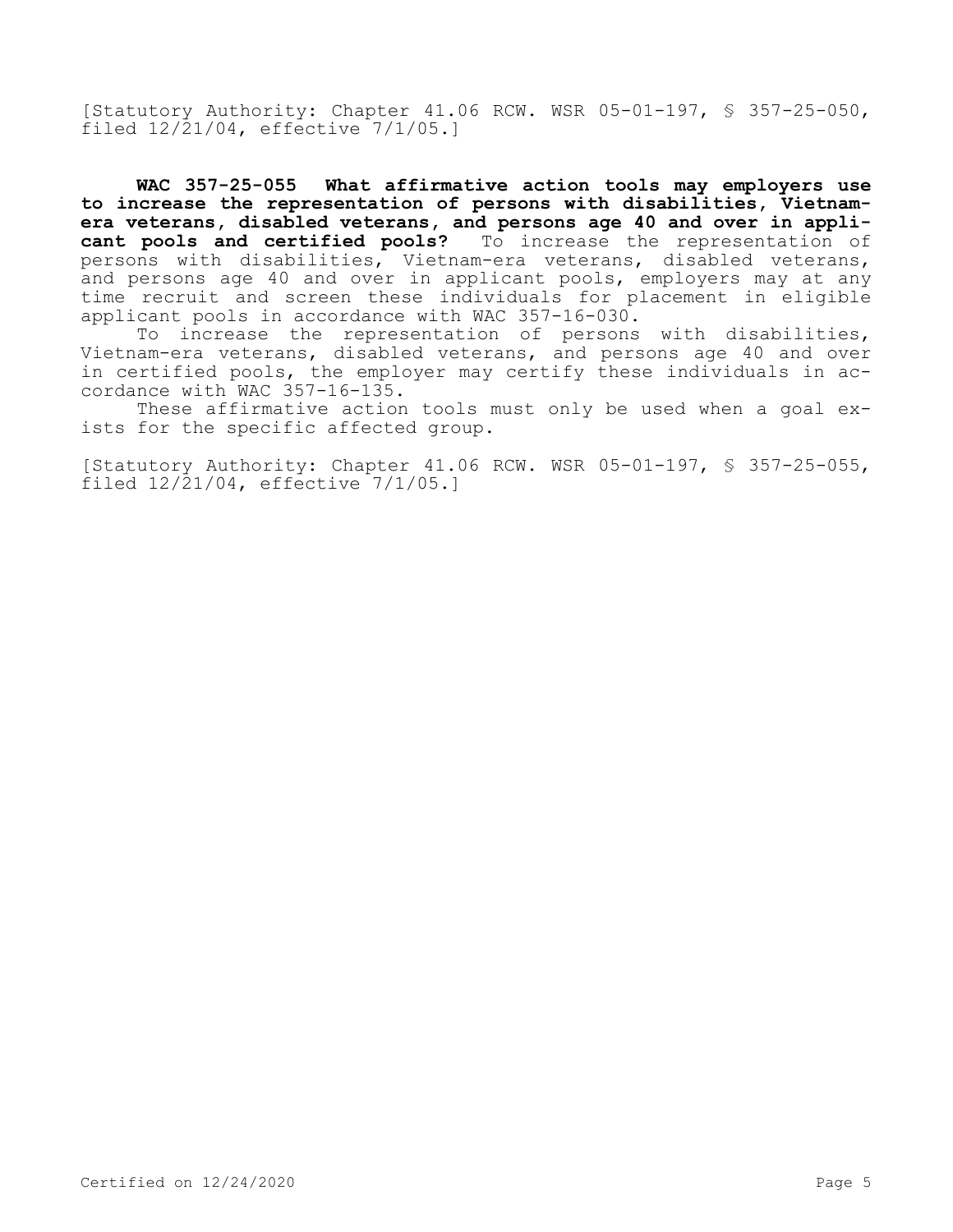[Statutory Authority: Chapter 41.06 RCW. WSR 05-01-197, § 357-25-050, filed 12/21/04, effective 7/1/05.]

**WAC 357-25-055 What affirmative action tools may employers use to increase the representation of persons with disabilities, Vietnam-era veterans, disabled veterans, and persons age 40 and over in applicant pools and certified pools?** To increase the representation of persons with disabilities, Vietnam-era veterans, disabled veterans, and persons age 40 and over in applicant pools, employers may at any time recruit and screen these individuals for placement in eligible applicant pools in accordance with WAC 357-16-030.

To increase the representation of persons with disabilities, Vietnam-era veterans, disabled veterans, and persons age 40 and over in certified pools, the employer may certify these individuals in accordance with WAC 357-16-135.

These affirmative action tools must only be used when a goal exists for the specific affected group.

[Statutory Authority: Chapter 41.06 RCW. WSR 05-01-197, § 357-25-055, filed 12/21/04, effective 7/1/05.]